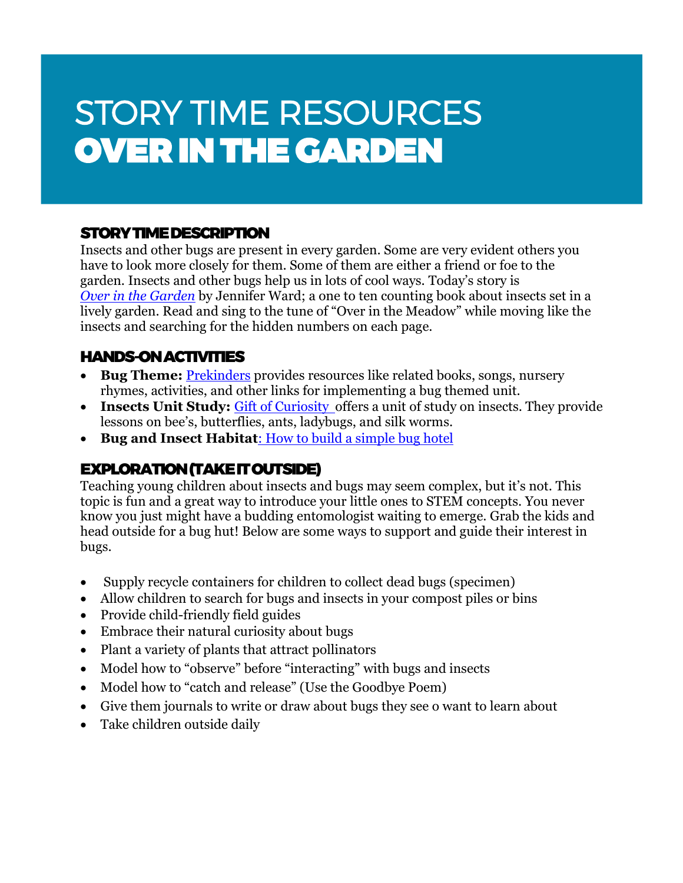# STORY TIME RESOURCES
# OVER IN THE GARDEN

## STORY TIME DESCRIPTION

Insects and other bugs are present in every garden. Some are very evident others you have to look more closely for them. Some of them are either a friend or foe to the garden. Insects and other bugs help us in lots of cool ways. Today's story is *Over in the Garden* by Jennifer Ward; a one to ten counting book about insects set in a lively garden. Read and sing to the tune of "Over in the Meadow" while moving like the insects and searching for the hidden numbers on each page.

## HANDS-ON ACTIVITIES

- **Bug Theme:** Prekinders provides resources like related books, songs, nursery rhymes, activities, and other links for implementing a bug themed unit.
- **Insects Unit Study:** Gift of Curiosity offers a unit of study on insects. They provide lessons on bee's, butterflies, ants, ladybugs, and silk worms.
- **Bug and Insect Habitat**: How to build a simple bug hotel

## EXPLORATION (TAKE IT OUTSIDE)

Teaching young children about insects and bugs may seem complex, but it's not. This topic is fun and a great way to introduce your little ones to STEM concepts. You never know you just might have a budding entomologist waiting to emerge. Grab the kids and head outside for a bug hut! Below are some ways to support and guide their interest in bugs.

- Supply recycle containers for children to collect dead bugs (specimen)
- Allow children to search for bugs and insects in your compost piles or bins
- Provide child-friendly field guides
- Embrace their natural curiosity about bugs
- Plant a variety of plants that attract pollinators
- Model how to "observe" before "interacting" with bugs and insects
- Model how to "catch and release" (Use the Goodbye Poem)
- Give them journals to write or draw about bugs they see o want to learn about
- Take children outside daily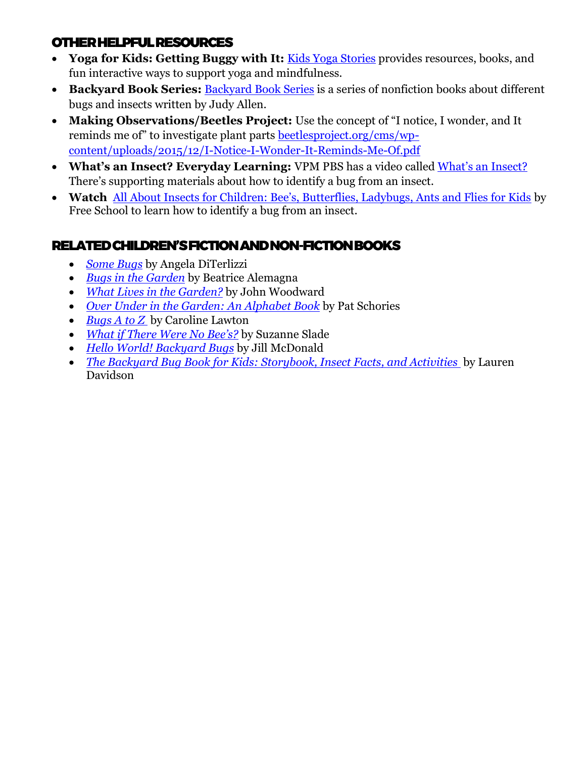## OTHER HELPFUL RESOURCES

- **Yoga for Kids: Getting Buggy with It:** Kids Yoga Stories provides resources, books, and fun interactive ways to support yoga and mindfulness.
- **Backyard Book Series:** Backyard Book Series is a series of nonfiction books about different bugs and insects written by Judy Allen.
- **Making Observations/Beetles Project:** Use the concept of "I notice, I wonder, and It reminds me of" to investigate plant parts beetlesproject.org/cms/wp-content/uploads/2015/12/I-Notice-I-Wonder-It-Reminds-Me-Of.pdf
- **What's an Insect? Everyday Learning:** VPM PBS has a video called What's an Insect? There's supporting materials about how to identify a bug from an insect.
- **Watch** All About Insects for Children: Bee's, Butterflies, Ladybugs, Ants and Flies for Kids by Free School to learn how to identify a bug from an insect.

## RELATED CHILDREN'S FICTION AND NON-FICTION BOOKS

- *Some Bugs* by Angela DiTerlizzi
- *Bugs in the Garden* by Beatrice Alemagna
- *What Lives in the Garden?* by John Woodward
- *Over Under in the Garden: An Alphabet Book* by Pat Schories
- *Bugs A to Z* by Caroline Lawton
- *What if There Were No Bee's?* by Suzanne Slade
- *Hello World! Backyard Bugs* by Jill McDonald
- *The Backyard Bug Book for Kids: Storybook, Insect Facts, and Activities* by Lauren Davidson